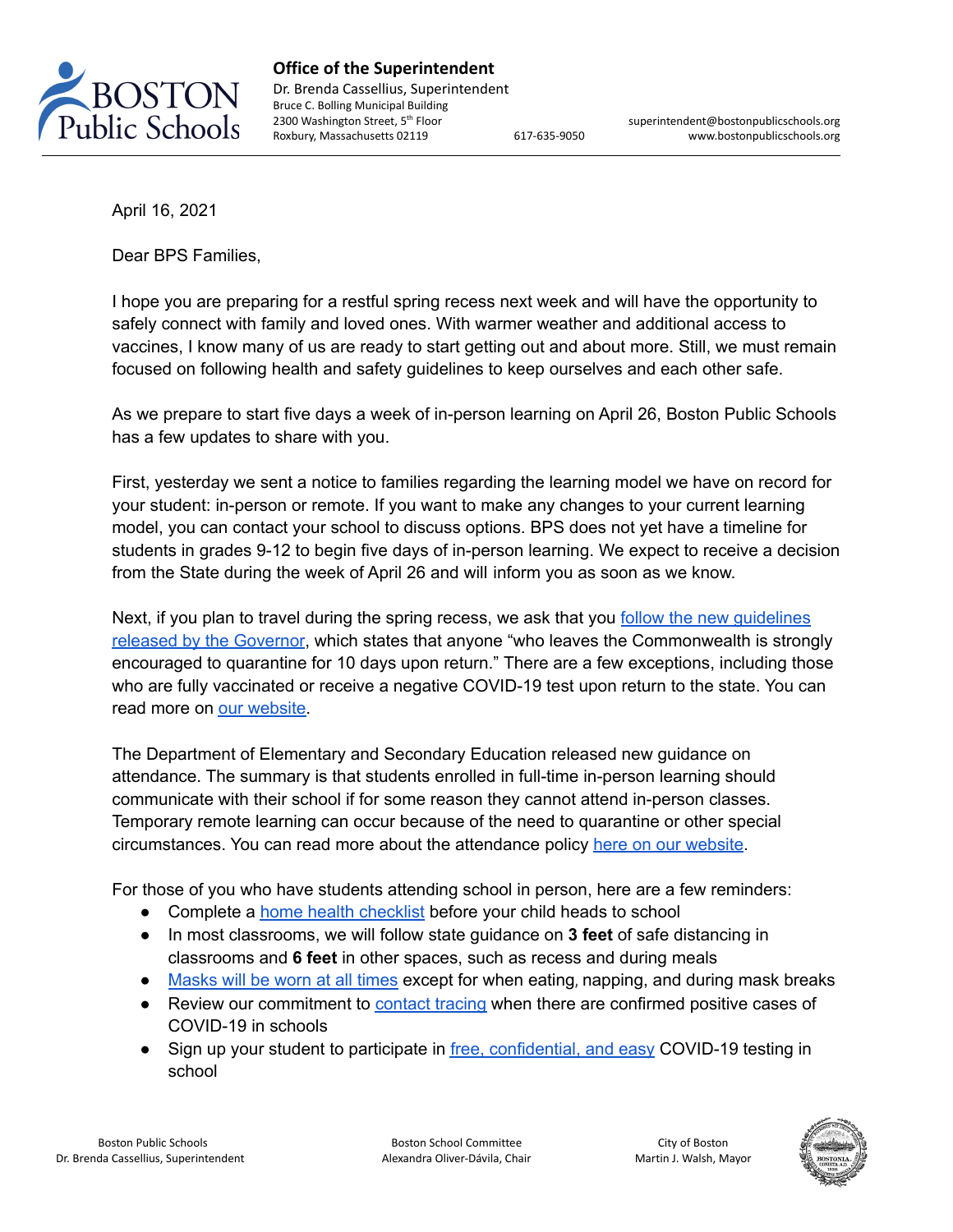**Office of the Superintendent**
Dr. Brenda Cassellius, Superintendent
Bruce C. Bolling Municipal Building
2300 Washington Street, 5th Floor
Roxbury, Massachusetts 02119
617-635-9050
superintendent@bostonpublicschools.org
www.bostonpublicschools.org

April 16, 2021

Dear BPS Families,

I hope you are preparing for a restful spring recess next week and will have the opportunity to safely connect with family and loved ones. With warmer weather and additional access to vaccines, I know many of us are ready to start getting out and about more. Still, we must remain focused on following health and safety guidelines to keep ourselves and each other safe.

As we prepare to start five days a week of in-person learning on April 26, Boston Public Schools has a few updates to share with you.

First, yesterday we sent a notice to families regarding the learning model we have on record for your student: in-person or remote. If you want to make any changes to your current learning model, you can contact your school to discuss options. BPS does not yet have a timeline for students in grades 9-12 to begin five days of in-person learning. We expect to receive a decision from the State during the week of April 26 and will inform you as soon as we know.

Next, if you plan to travel during the spring recess, we ask that you follow the new guidelines released by the Governor, which states that anyone "who leaves the Commonwealth is strongly encouraged to quarantine for 10 days upon return." There are a few exceptions, including those who are fully vaccinated or receive a negative COVID-19 test upon return to the state. You can read more on our website.

The Department of Elementary and Secondary Education released new guidance on attendance. The summary is that students enrolled in full-time in-person learning should communicate with their school if for some reason they cannot attend in-person classes. Temporary remote learning can occur because of the need to quarantine or other special circumstances. You can read more about the attendance policy here on our website.

For those of you who have students attending school in person, here are a few reminders:

- Complete a home health checklist before your child heads to school
- In most classrooms, we will follow state guidance on **3 feet** of safe distancing in classrooms and **6 feet** in other spaces, such as recess and during meals
- Masks will be worn at all times except for when eating, napping, and during mask breaks
- Review our commitment to contact tracing when there are confirmed positive cases of COVID-19 in schools
- Sign up your student to participate in free, confidential, and easy COVID-19 testing in school

Boston Public Schools
Dr. Brenda Cassellius, Superintendent

Boston School Committee
Alexandra Oliver-Dávila, Chair

City of Boston
Martin J. Walsh, Mayor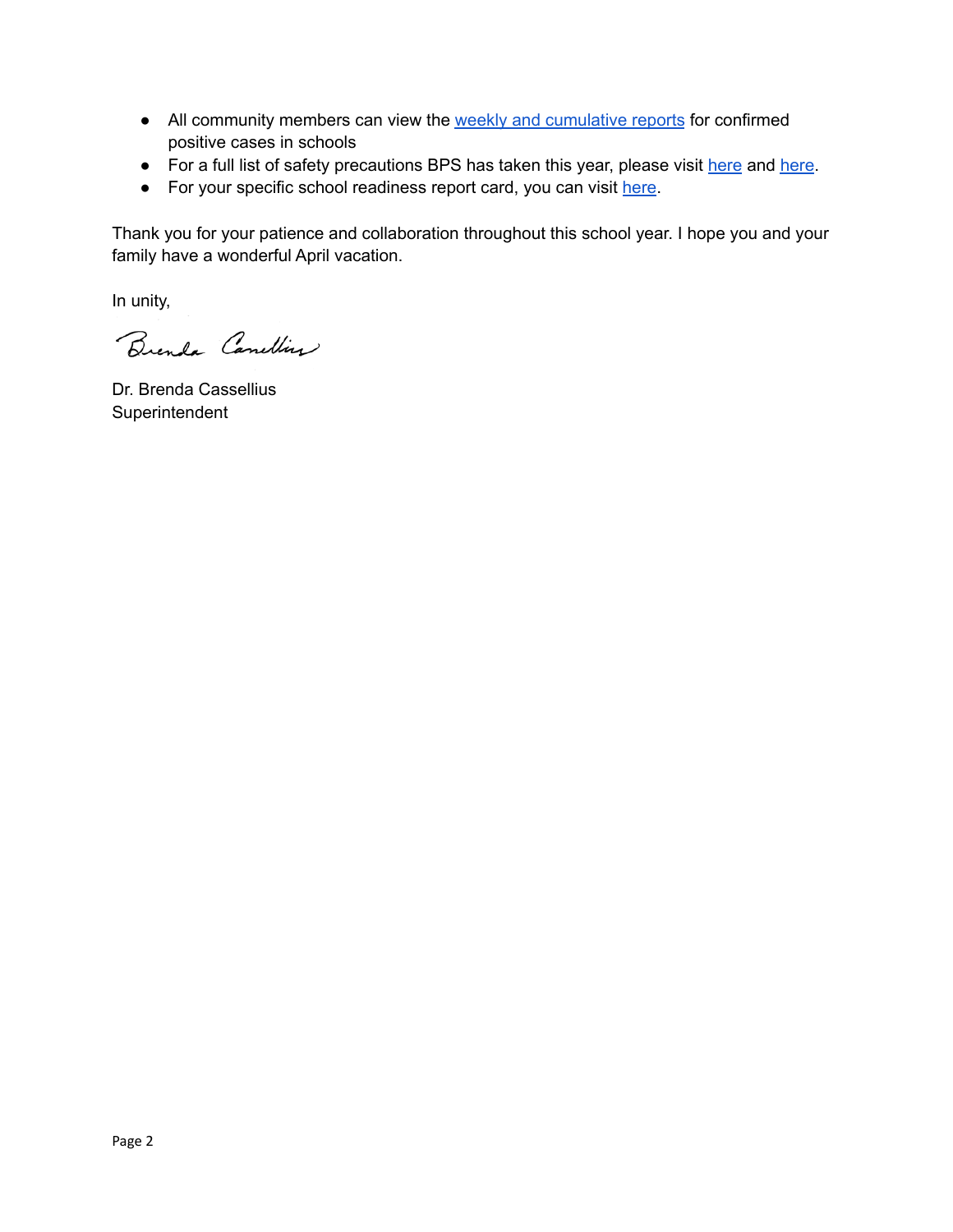- All community members can view the weekly and cumulative reports for confirmed positive cases in schools
- For a full list of safety precautions BPS has taken this year, please visit here and here.
- For your specific school readiness report card, you can visit here.

Thank you for your patience and collaboration throughout this school year. I hope you and your family have a wonderful April vacation.

In unity,

Dr. Brenda Cassellius
Superintendent